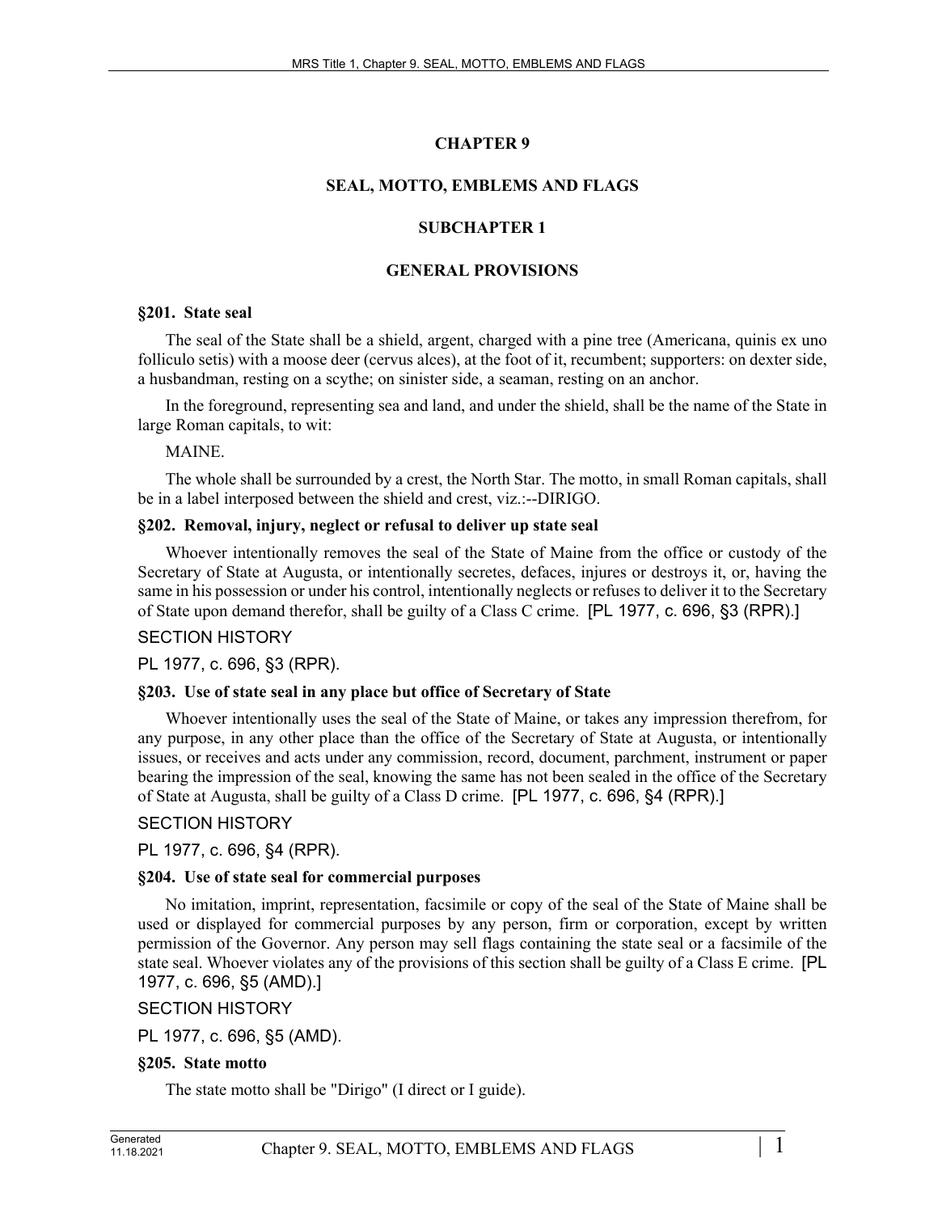# CHAPTER 9

# SEAL, MOTTO, EMBLEMS AND FLAGS

## SUBCHAPTER 1

## GENERAL PROVISIONS

### §201. State seal

The seal of the State shall be a shield, argent, charged with a pine tree (Americana, quinis ex uno folliculo setis) with a moose deer (cervus alces), at the foot of it, recumbent; supporters: on dexter side, a husbandman, resting on a scythe; on sinister side, a seaman, resting on an anchor.

In the foreground, representing sea and land, and under the shield, shall be the name of the State in large Roman capitals, to wit:

MAINE.

The whole shall be surrounded by a crest, the North Star. The motto, in small Roman capitals, shall be in a label interposed between the shield and crest, viz.:--DIRIGO.

### §202. Removal, injury, neglect or refusal to deliver up state seal

Whoever intentionally removes the seal of the State of Maine from the office or custody of the Secretary of State at Augusta, or intentionally secretes, defaces, injures or destroys it, or, having the same in his possession or under his control, intentionally neglects or refuses to deliver it to the Secretary of State upon demand therefor, shall be guilty of a Class C crime. [PL 1977, c. 696, §3 (RPR).]

SECTION HISTORY

PL 1977, c. 696, §3 (RPR).

### §203. Use of state seal in any place but office of Secretary of State

Whoever intentionally uses the seal of the State of Maine, or takes any impression therefrom, for any purpose, in any other place than the office of the Secretary of State at Augusta, or intentionally issues, or receives and acts under any commission, record, document, parchment, instrument or paper bearing the impression of the seal, knowing the same has not been sealed in the office of the Secretary of State at Augusta, shall be guilty of a Class D crime. [PL 1977, c. 696, §4 (RPR).]

SECTION HISTORY

PL 1977, c. 696, §4 (RPR).

### §204. Use of state seal for commercial purposes

No imitation, imprint, representation, facsimile or copy of the seal of the State of Maine shall be used or displayed for commercial purposes by any person, firm or corporation, except by written permission of the Governor. Any person may sell flags containing the state seal or a facsimile of the state seal. Whoever violates any of the provisions of this section shall be guilty of a Class E crime. [PL 1977, c. 696, §5 (AMD).]

SECTION HISTORY

PL 1977, c. 696, §5 (AMD).

### §205. State motto

The state motto shall be "Dirigo" (I direct or I guide).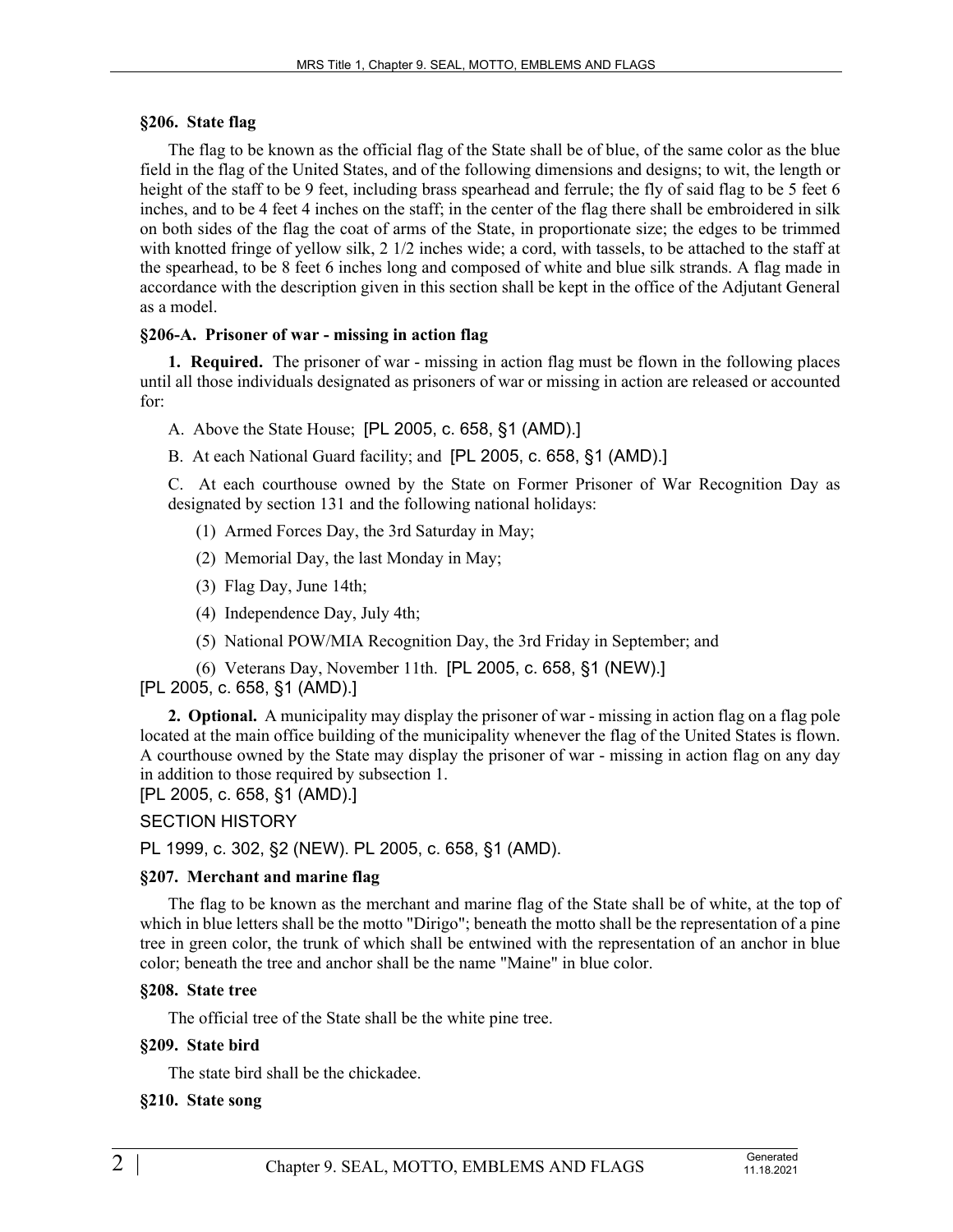**§206. State flag**

The flag to be known as the official flag of the State shall be of blue, of the same color as the blue field in the flag of the United States, and of the following dimensions and designs; to wit, the length or height of the staff to be 9 feet, including brass spearhead and ferrule; the fly of said flag to be 5 feet 6 inches, and to be 4 feet 4 inches on the staff; in the center of the flag there shall be embroidered in silk on both sides of the flag the coat of arms of the State, in proportionate size; the edges to be trimmed with knotted fringe of yellow silk, 2 1/2 inches wide; a cord, with tassels, to be attached to the staff at the spearhead, to be 8 feet 6 inches long and composed of white and blue silk strands. A flag made in accordance with the description given in this section shall be kept in the office of the Adjutant General as a model.

**§206-A. Prisoner of war - missing in action flag**

**1. Required.** The prisoner of war - missing in action flag must be flown in the following places until all those individuals designated as prisoners of war or missing in action are released or accounted for:

A. Above the State House; [PL 2005, c. 658, §1 (AMD).]

B. At each National Guard facility; and [PL 2005, c. 658, §1 (AMD).]

C. At each courthouse owned by the State on Former Prisoner of War Recognition Day as designated by section 131 and the following national holidays:

(1) Armed Forces Day, the 3rd Saturday in May;

(2) Memorial Day, the last Monday in May;

(3) Flag Day, June 14th;

(4) Independence Day, July 4th;

(5) National POW/MIA Recognition Day, the 3rd Friday in September; and

(6) Veterans Day, November 11th. [PL 2005, c. 658, §1 (NEW).]

[PL 2005, c. 658, §1 (AMD).]

**2. Optional.** A municipality may display the prisoner of war - missing in action flag on a flag pole located at the main office building of the municipality whenever the flag of the United States is flown. A courthouse owned by the State may display the prisoner of war - missing in action flag on any day in addition to those required by subsection 1.

[PL 2005, c. 658, §1 (AMD).]

SECTION HISTORY

PL 1999, c. 302, §2 (NEW). PL 2005, c. 658, §1 (AMD).

**§207. Merchant and marine flag**

The flag to be known as the merchant and marine flag of the State shall be of white, at the top of which in blue letters shall be the motto "Dirigo"; beneath the motto shall be the representation of a pine tree in green color, the trunk of which shall be entwined with the representation of an anchor in blue color; beneath the tree and anchor shall be the name "Maine" in blue color.

**§208. State tree**

The official tree of the State shall be the white pine tree.

**§209. State bird**

The state bird shall be the chickadee.

**§210. State song**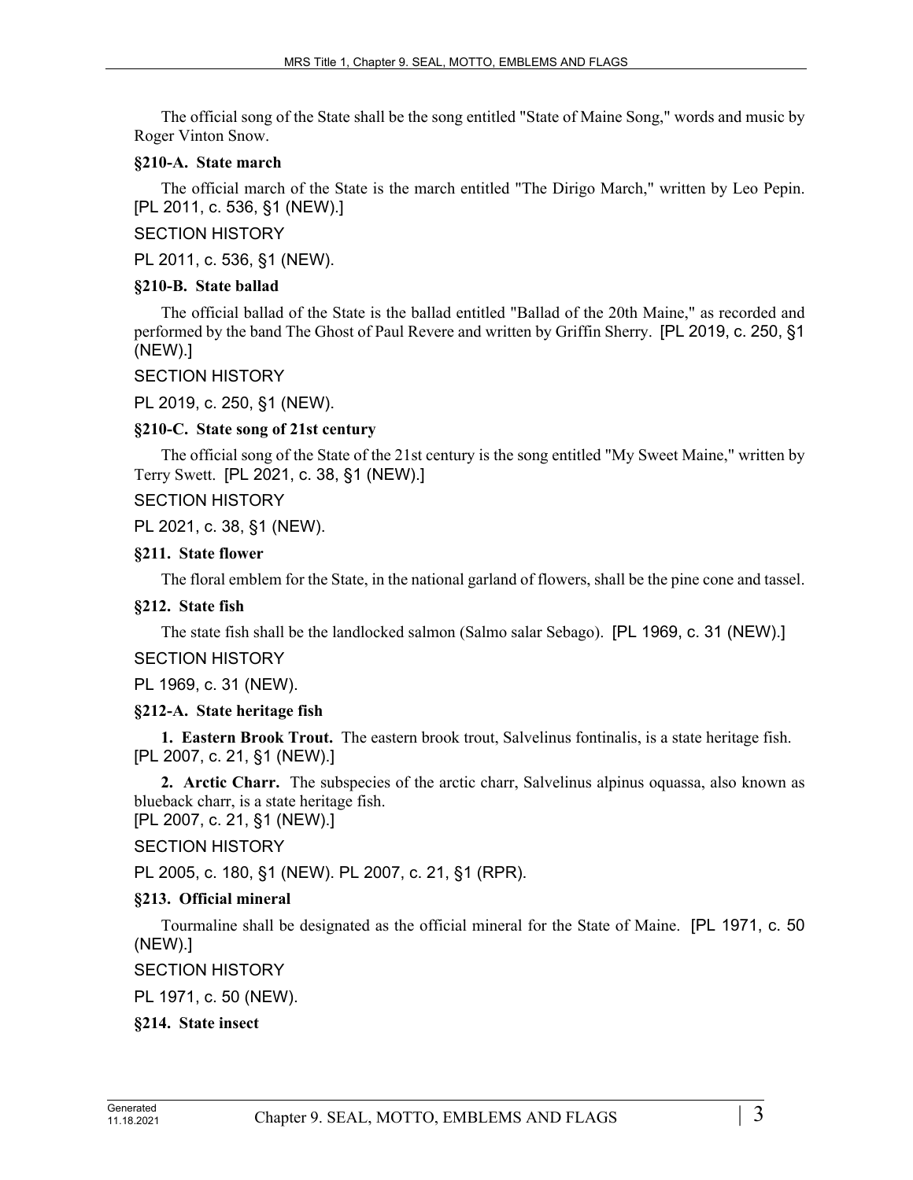The official song of the State shall be the song entitled "State of Maine Song," words and music by Roger Vinton Snow.

**§210-A. State march**

The official march of the State is the march entitled "The Dirigo March," written by Leo Pepin. [PL 2011, c. 536, §1 (NEW).]

SECTION HISTORY

PL 2011, c. 536, §1 (NEW).

**§210-B. State ballad**

The official ballad of the State is the ballad entitled "Ballad of the 20th Maine," as recorded and performed by the band The Ghost of Paul Revere and written by Griffin Sherry. [PL 2019, c. 250, §1 (NEW).]

SECTION HISTORY

PL 2019, c. 250, §1 (NEW).

**§210-C. State song of 21st century**

The official song of the State of the 21st century is the song entitled "My Sweet Maine," written by Terry Swett. [PL 2021, c. 38, §1 (NEW).]

SECTION HISTORY

PL 2021, c. 38, §1 (NEW).

**§211. State flower**

The floral emblem for the State, in the national garland of flowers, shall be the pine cone and tassel.

**§212. State fish**

The state fish shall be the landlocked salmon (Salmo salar Sebago). [PL 1969, c. 31 (NEW).]

SECTION HISTORY

PL 1969, c. 31 (NEW).

**§212-A. State heritage fish**

**1. Eastern Brook Trout.** The eastern brook trout, Salvelinus fontinalis, is a state heritage fish. [PL 2007, c. 21, §1 (NEW).]

**2. Arctic Charr.** The subspecies of the arctic charr, Salvelinus alpinus oquassa, also known as blueback charr, is a state heritage fish.
[PL 2007, c. 21, §1 (NEW).]

SECTION HISTORY

PL 2005, c. 180, §1 (NEW). PL 2007, c. 21, §1 (RPR).

**§213. Official mineral**

Tourmaline shall be designated as the official mineral for the State of Maine. [PL 1971, c. 50 (NEW).]

SECTION HISTORY

PL 1971, c. 50 (NEW).

**§214. State insect**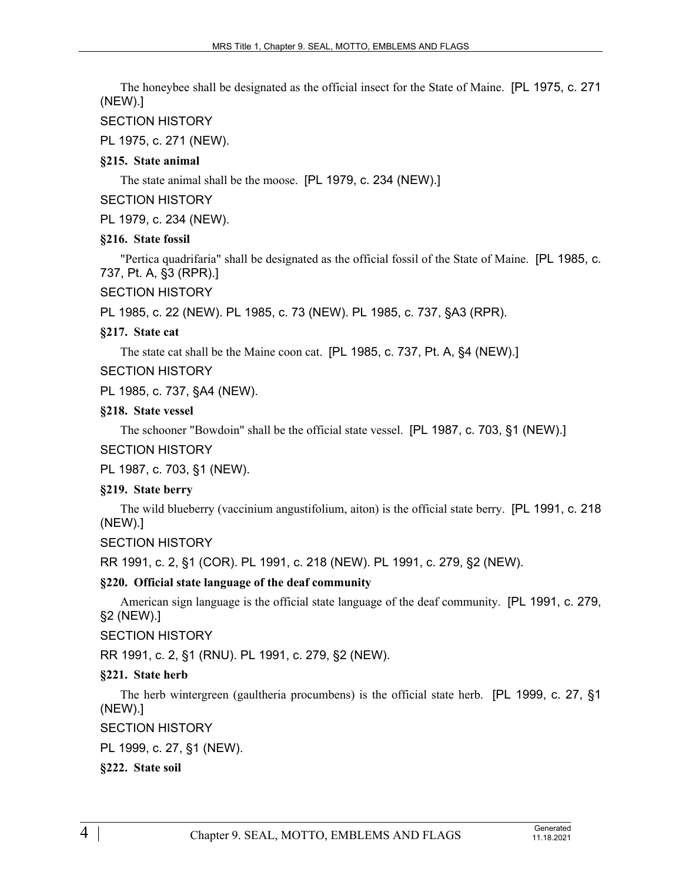The honeybee shall be designated as the official insect for the State of Maine. [PL 1975, c. 271 (NEW).]

SECTION HISTORY

PL 1975, c. 271 (NEW).

**§215. State animal**

The state animal shall be the moose. [PL 1979, c. 234 (NEW).]

SECTION HISTORY

PL 1979, c. 234 (NEW).

**§216. State fossil**

"Pertica quadrifaria" shall be designated as the official fossil of the State of Maine. [PL 1985, c. 737, Pt. A, §3 (RPR).]

SECTION HISTORY

PL 1985, c. 22 (NEW). PL 1985, c. 73 (NEW). PL 1985, c. 737, §A3 (RPR).

**§217. State cat**

The state cat shall be the Maine coon cat. [PL 1985, c. 737, Pt. A, §4 (NEW).]

SECTION HISTORY

PL 1985, c. 737, §A4 (NEW).

**§218. State vessel**

The schooner "Bowdoin" shall be the official state vessel. [PL 1987, c. 703, §1 (NEW).]

SECTION HISTORY

PL 1987, c. 703, §1 (NEW).

**§219. State berry**

The wild blueberry (vaccinium angustifolium, aiton) is the official state berry. [PL 1991, c. 218 (NEW).]

SECTION HISTORY

RR 1991, c. 2, §1 (COR). PL 1991, c. 218 (NEW). PL 1991, c. 279, §2 (NEW).

**§220. Official state language of the deaf community**

American sign language is the official state language of the deaf community. [PL 1991, c. 279, §2 (NEW).]

SECTION HISTORY

RR 1991, c. 2, §1 (RNU). PL 1991, c. 279, §2 (NEW).

**§221. State herb**

The herb wintergreen (gaultheria procumbens) is the official state herb. [PL 1999, c. 27, §1 (NEW).]

SECTION HISTORY

PL 1999, c. 27, §1 (NEW).

**§222. State soil**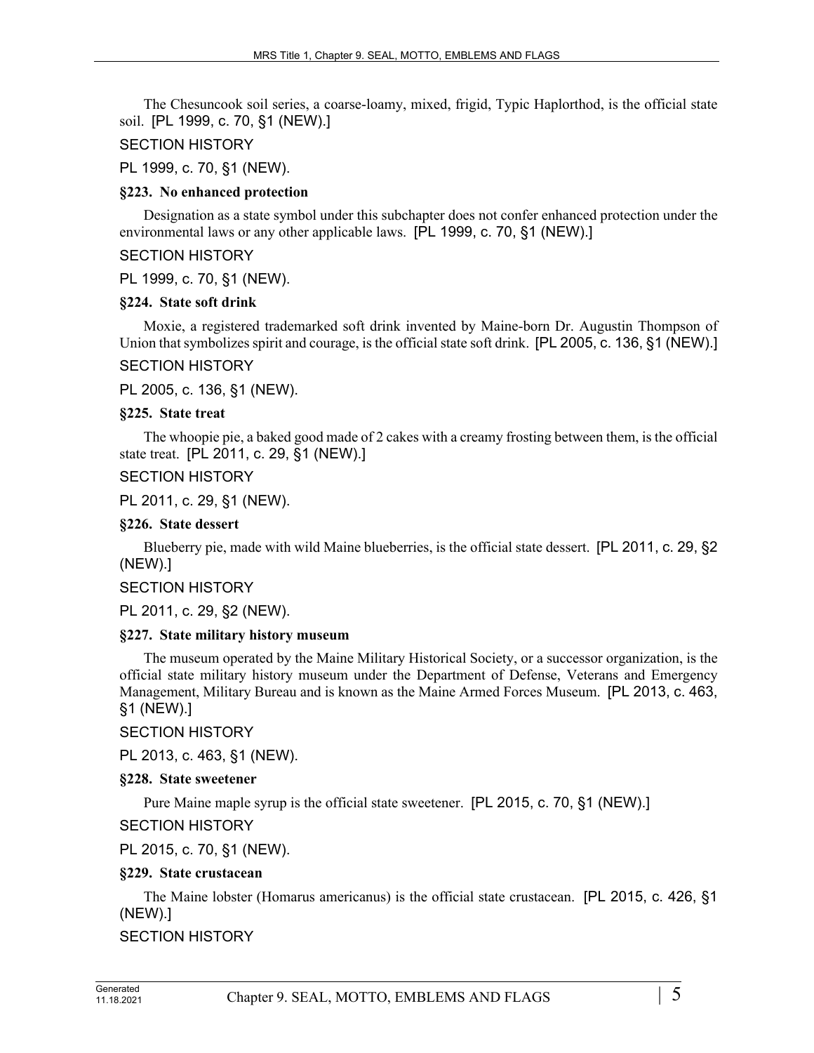The Chesuncook soil series, a coarse-loamy, mixed, frigid, Typic Haplorthod, is the official state soil. [PL 1999, c. 70, §1 (NEW).]

SECTION HISTORY

PL 1999, c. 70, §1 (NEW).

**§223. No enhanced protection**

Designation as a state symbol under this subchapter does not confer enhanced protection under the environmental laws or any other applicable laws. [PL 1999, c. 70, §1 (NEW).]

SECTION HISTORY

PL 1999, c. 70, §1 (NEW).

**§224. State soft drink**

Moxie, a registered trademarked soft drink invented by Maine-born Dr. Augustin Thompson of Union that symbolizes spirit and courage, is the official state soft drink. [PL 2005, c. 136, §1 (NEW).]

SECTION HISTORY

PL 2005, c. 136, §1 (NEW).

**§225. State treat**

The whoopie pie, a baked good made of 2 cakes with a creamy frosting between them, is the official state treat. [PL 2011, c. 29, §1 (NEW).]

SECTION HISTORY

PL 2011, c. 29, §1 (NEW).

**§226. State dessert**

Blueberry pie, made with wild Maine blueberries, is the official state dessert. [PL 2011, c. 29, §2 (NEW).]

SECTION HISTORY

PL 2011, c. 29, §2 (NEW).

**§227. State military history museum**

The museum operated by the Maine Military Historical Society, or a successor organization, is the official state military history museum under the Department of Defense, Veterans and Emergency Management, Military Bureau and is known as the Maine Armed Forces Museum. [PL 2013, c. 463, §1 (NEW).]

SECTION HISTORY

PL 2013, c. 463, §1 (NEW).

**§228. State sweetener**

Pure Maine maple syrup is the official state sweetener. [PL 2015, c. 70, §1 (NEW).]

SECTION HISTORY

PL 2015, c. 70, §1 (NEW).

**§229. State crustacean**

The Maine lobster (Homarus americanus) is the official state crustacean. [PL 2015, c. 426, §1 (NEW).]

SECTION HISTORY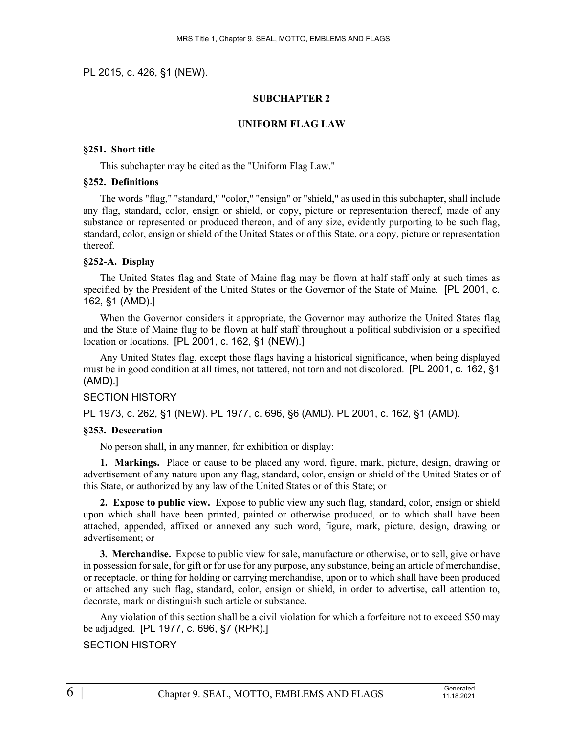PL 2015, c. 426, §1 (NEW).

## SUBCHAPTER 2

## UNIFORM FLAG LAW

### §251. Short title

This subchapter may be cited as the "Uniform Flag Law."

### §252. Definitions

The words "flag," "standard," "color," "ensign" or "shield," as used in this subchapter, shall include any flag, standard, color, ensign or shield, or copy, picture or representation thereof, made of any substance or represented or produced thereon, and of any size, evidently purporting to be such flag, standard, color, ensign or shield of the United States or of this State, or a copy, picture or representation thereof.

### §252-A. Display

The United States flag and State of Maine flag may be flown at half staff only at such times as specified by the President of the United States or the Governor of the State of Maine. [PL 2001, c. 162, §1 (AMD).]

When the Governor considers it appropriate, the Governor may authorize the United States flag and the State of Maine flag to be flown at half staff throughout a political subdivision or a specified location or locations. [PL 2001, c. 162, §1 (NEW).]

Any United States flag, except those flags having a historical significance, when being displayed must be in good condition at all times, not tattered, not torn and not discolored. [PL 2001, c. 162, §1 (AMD).]

SECTION HISTORY

PL 1973, c. 262, §1 (NEW). PL 1977, c. 696, §6 (AMD). PL 2001, c. 162, §1 (AMD).

### §253. Desecration

No person shall, in any manner, for exhibition or display:

**1. Markings.** Place or cause to be placed any word, figure, mark, picture, design, drawing or advertisement of any nature upon any flag, standard, color, ensign or shield of the United States or of this State, or authorized by any law of the United States or of this State; or

**2. Expose to public view.** Expose to public view any such flag, standard, color, ensign or shield upon which shall have been printed, painted or otherwise produced, or to which shall have been attached, appended, affixed or annexed any such word, figure, mark, picture, design, drawing or advertisement; or

**3. Merchandise.** Expose to public view for sale, manufacture or otherwise, or to sell, give or have in possession for sale, for gift or for use for any purpose, any substance, being an article of merchandise, or receptacle, or thing for holding or carrying merchandise, upon or to which shall have been produced or attached any such flag, standard, color, ensign or shield, in order to advertise, call attention to, decorate, mark or distinguish such article or substance.

Any violation of this section shall be a civil violation for which a forfeiture not to exceed $50 may be adjudged. [PL 1977, c. 696, §7 (RPR).]

SECTION HISTORY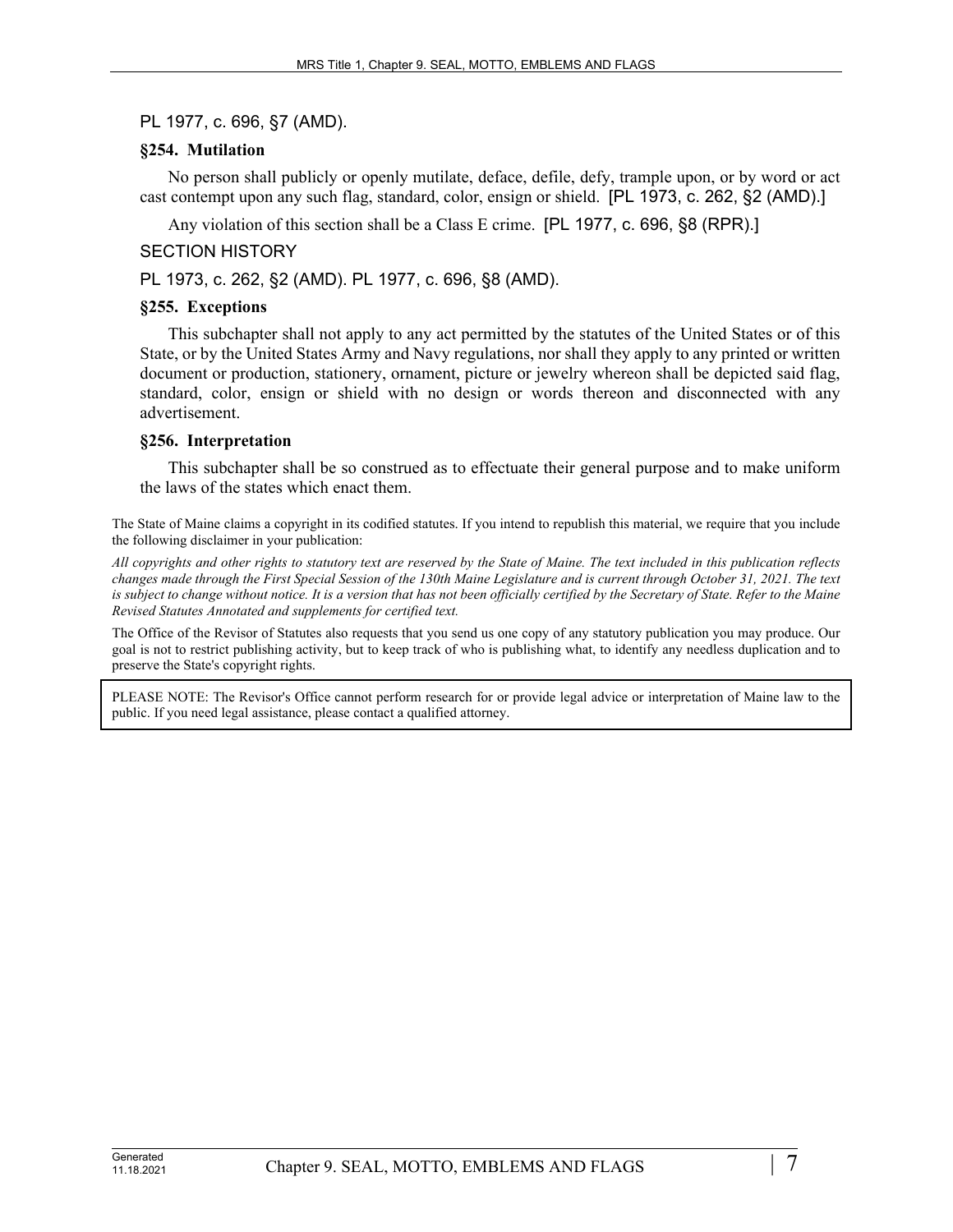PL 1977, c. 696, §7 (AMD).

### §254. Mutilation

No person shall publicly or openly mutilate, deface, defile, defy, trample upon, or by word or act cast contempt upon any such flag, standard, color, ensign or shield. [PL 1973, c. 262, §2 (AMD).]

Any violation of this section shall be a Class E crime. [PL 1977, c. 696, §8 (RPR).]

SECTION HISTORY

PL 1973, c. 262, §2 (AMD). PL 1977, c. 696, §8 (AMD).

### §255. Exceptions

This subchapter shall not apply to any act permitted by the statutes of the United States or of this State, or by the United States Army and Navy regulations, nor shall they apply to any printed or written document or production, stationery, ornament, picture or jewelry whereon shall be depicted said flag, standard, color, ensign or shield with no design or words thereon and disconnected with any advertisement.

### §256. Interpretation

This subchapter shall be so construed as to effectuate their general purpose and to make uniform the laws of the states which enact them.

The State of Maine claims a copyright in its codified statutes. If you intend to republish this material, we require that you include the following disclaimer in your publication:

*All copyrights and other rights to statutory text are reserved by the State of Maine. The text included in this publication reflects changes made through the First Special Session of the 130th Maine Legislature and is current through October 31, 2021. The text is subject to change without notice. It is a version that has not been officially certified by the Secretary of State. Refer to the Maine Revised Statutes Annotated and supplements for certified text.*

The Office of the Revisor of Statutes also requests that you send us one copy of any statutory publication you may produce. Our goal is not to restrict publishing activity, but to keep track of who is publishing what, to identify any needless duplication and to preserve the State's copyright rights.

PLEASE NOTE: The Revisor's Office cannot perform research for or provide legal advice or interpretation of Maine law to the public. If you need legal assistance, please contact a qualified attorney.